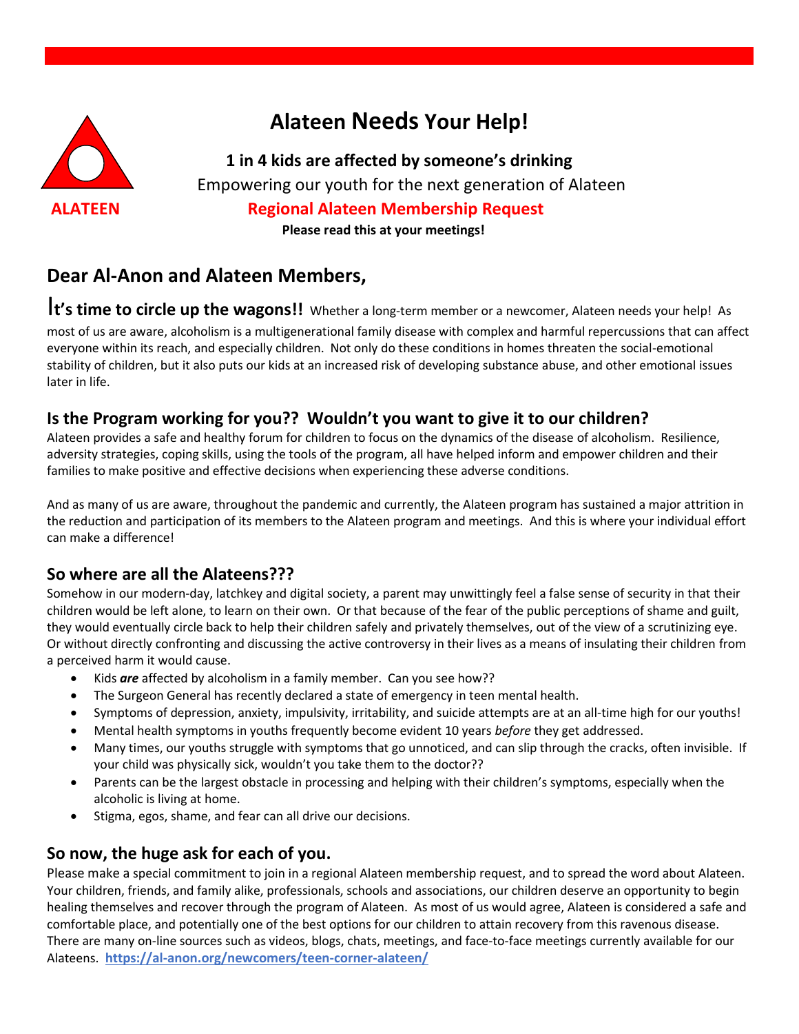ALATEEN

# Alateen Needs Your Help!

**1 in 4 kids are affected by someone's drinking**

Empowering our youth for the next generation of Alateen

**Regional Alateen Membership Request**

**Please read this at your meetings!**

## Dear Al-Anon and Alateen Members,

**It's time to circle up the wagons!!** Whether a long-term member or a newcomer, Alateen needs your help! As most of us are aware, alcoholism is a multigenerational family disease with complex and harmful repercussions that can affect everyone within its reach, and especially children. Not only do these conditions in homes threaten the social-emotional stability of children, but it also puts our kids at an increased risk of developing substance abuse, and other emotional issues later in life.

### Is the Program working for you?? Wouldn't you want to give it to our children?

Alateen provides a safe and healthy forum for children to focus on the dynamics of the disease of alcoholism. Resilience, adversity strategies, coping skills, using the tools of the program, all have helped inform and empower children and their families to make positive and effective decisions when experiencing these adverse conditions.

And as many of us are aware, throughout the pandemic and currently, the Alateen program has sustained a major attrition in the reduction and participation of its members to the Alateen program and meetings. And this is where your individual effort can make a difference!

### So where are all the Alateens???

Somehow in our modern-day, latchkey and digital society, a parent may unwittingly feel a false sense of security in that their children would be left alone, to learn on their own. Or that because of the fear of the public perceptions of shame and guilt, they would eventually circle back to help their children safely and privately themselves, out of the view of a scrutinizing eye. Or without directly confronting and discussing the active controversy in their lives as a means of insulating their children from a perceived harm it would cause.

- Kids ***are*** affected by alcoholism in a family member. Can you see how??
- The Surgeon General has recently declared a state of emergency in teen mental health.
- Symptoms of depression, anxiety, impulsivity, irritability, and suicide attempts are at an all-time high for our youths!
- Mental health symptoms in youths frequently become evident 10 years *before* they get addressed.
- Many times, our youths struggle with symptoms that go unnoticed, and can slip through the cracks, often invisible. If your child was physically sick, wouldn't you take them to the doctor??
- Parents can be the largest obstacle in processing and helping with their children's symptoms, especially when the alcoholic is living at home.
- Stigma, egos, shame, and fear can all drive our decisions.

### So now, the huge ask for each of you.

Please make a special commitment to join in a regional Alateen membership request, and to spread the word about Alateen. Your children, friends, and family alike, professionals, schools and associations, our children deserve an opportunity to begin healing themselves and recover through the program of Alateen. As most of us would agree, Alateen is considered a safe and comfortable place, and potentially one of the best options for our children to attain recovery from this ravenous disease. There are many on-line sources such as videos, blogs, chats, meetings, and face-to-face meetings currently available for our Alateens. **https://al-anon.org/newcomers/teen-corner-alateen/**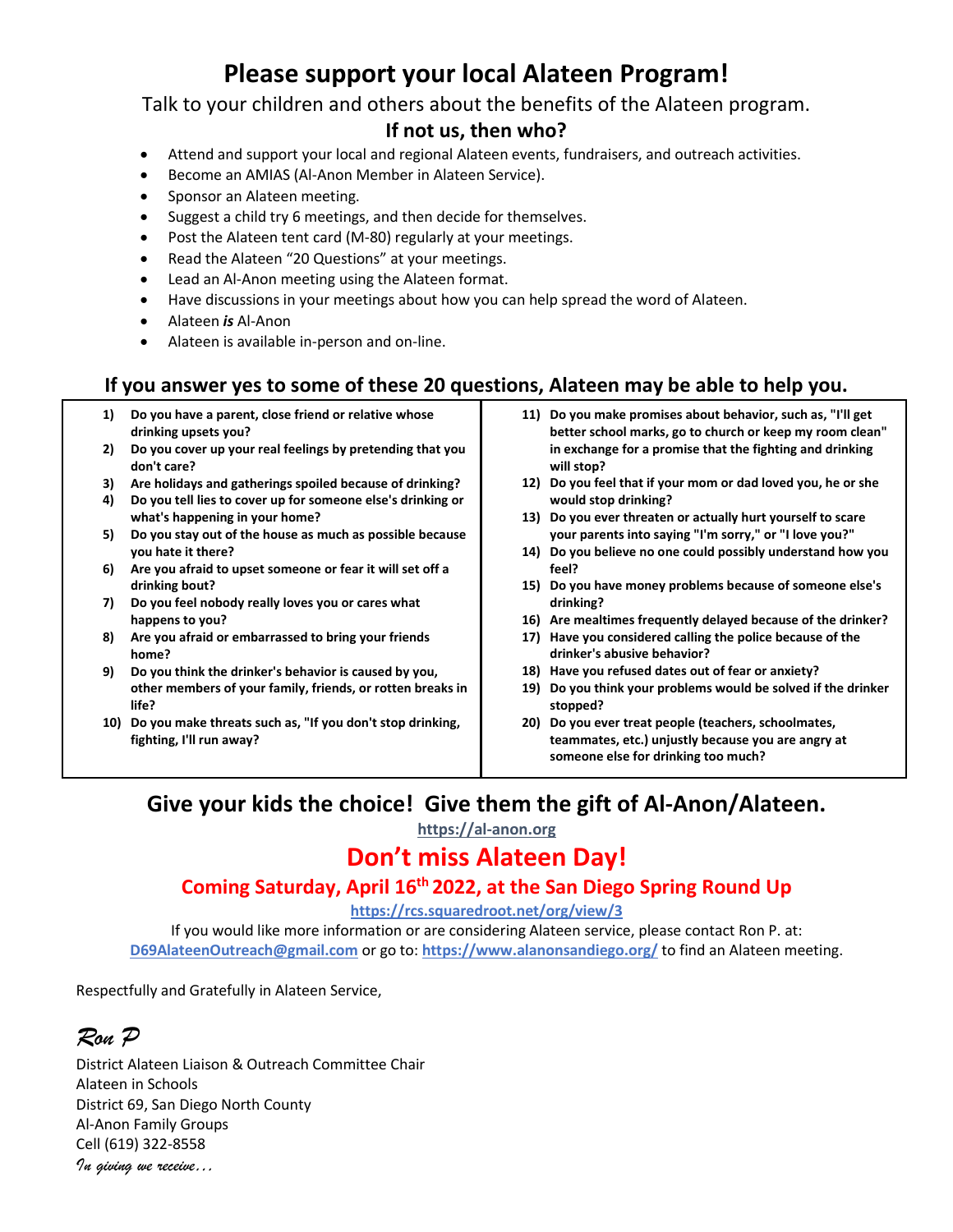# Please support your local Alateen Program!

Talk to your children and others about the benefits of the Alateen program.

**If not us, then who?**

- Attend and support your local and regional Alateen events, fundraisers, and outreach activities.
- Become an AMIAS (Al-Anon Member in Alateen Service).
- Sponsor an Alateen meeting.
- Suggest a child try 6 meetings, and then decide for themselves.
- Post the Alateen tent card (M-80) regularly at your meetings.
- Read the Alateen "20 Questions" at your meetings.
- Lead an Al-Anon meeting using the Alateen format.
- Have discussions in your meetings about how you can help spread the word of Alateen.
- Alateen ***is*** Al-Anon
- Alateen is available in-person and on-line.

## If you answer yes to some of these 20 questions, Alateen may be able to help you.

1) **Do you have a parent, close friend or relative whose drinking upsets you?**
2) **Do you cover up your real feelings by pretending that you don't care?**
3) **Are holidays and gatherings spoiled because of drinking?**
4) **Do you tell lies to cover up for someone else's drinking or what's happening in your home?**
5) **Do you stay out of the house as much as possible because you hate it there?**
6) **Are you afraid to upset someone or fear it will set off a drinking bout?**
7) **Do you feel nobody really loves you or cares what happens to you?**
8) **Are you afraid or embarrassed to bring your friends home?**
9) **Do you think the drinker's behavior is caused by you, other members of your family, friends, or rotten breaks in life?**
10) **Do you make threats such as, "If you don't stop drinking, fighting, I'll run away?**
11) **Do you make promises about behavior, such as, "I'll get better school marks, go to church or keep my room clean" in exchange for a promise that the fighting and drinking will stop?**
12) **Do you feel that if your mom or dad loved you, he or she would stop drinking?**
13) **Do you ever threaten or actually hurt yourself to scare your parents into saying "I'm sorry," or "I love you?"**
14) **Do you believe no one could possibly understand how you feel?**
15) **Do you have money problems because of someone else's drinking?**
16) **Are mealtimes frequently delayed because of the drinker?**
17) **Have you considered calling the police because of the drinker's abusive behavior?**
18) **Have you refused dates out of fear or anxiety?**
19) **Do you think your problems would be solved if the drinker stopped?**
20) **Do you ever treat people (teachers, schoolmates, teammates, etc.) unjustly because you are angry at someone else for drinking too much?**

## Give your kids the choice! Give them the gift of Al-Anon/Alateen.

https://al-anon.org

## Don't miss Alateen Day!

### Coming Saturday, April 16th 2022, at the San Diego Spring Round Up

https://rcs.squaredroot.net/org/view/3

If you would like more information or are considering Alateen service, please contact Ron P. at: D69AlateenOutreach@gmail.com or go to: https://www.alanonsandiego.org/ to find an Alateen meeting.

Respectfully and Gratefully in Alateen Service,

*Ron P*

District Alateen Liaison & Outreach Committee Chair
Alateen in Schools
District 69, San Diego North County
Al-Anon Family Groups
Cell (619) 322-8558
*In giving we receive…*